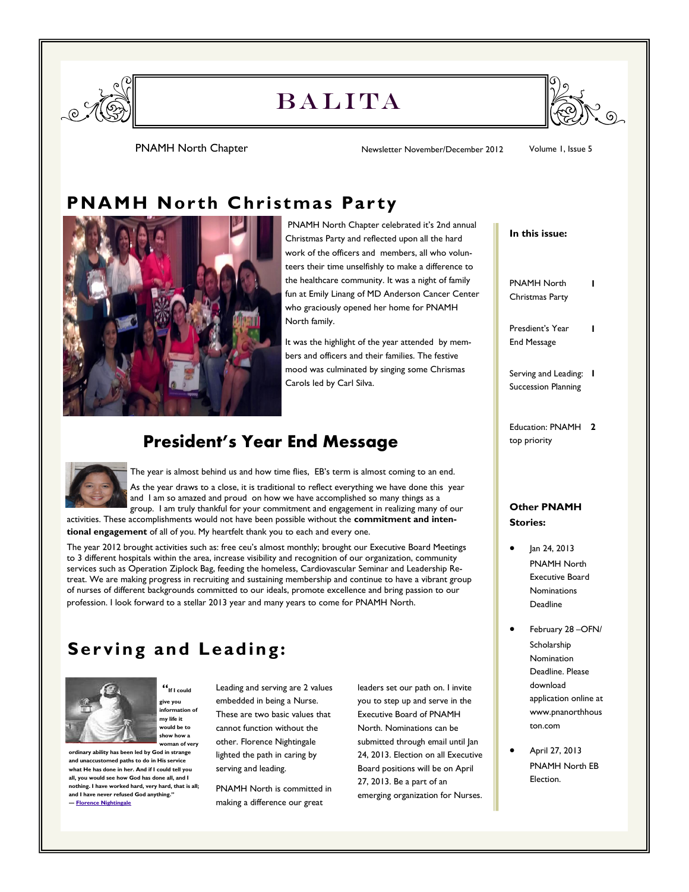# BALITA

PNAMH North Chapter

Newsletter November/December 2012

Volume 1, Issue 5

## PNAMH North Christmas Party

PNAMH North Chapter celebrated it's 2nd annual Christmas Party and reflected upon all the hard work of the officers and members, all who volunteers their time unselfishly to make a difference to the healthcare community. It was a night of family fun at Emily Linang of MD Anderson Cancer Center who graciously opened her home for PNAMH North family.

It was the highlight of the year attended by members and officers and their families. The festive mood was culminated by singing some Chrismas Carols led by Carl Silva.

## President's Year End Message

The year is almost behind us and how time flies, EB's term is almost coming to an end. As the year draws to a close, it is traditional to reflect everything we have done this year and I am so amazed and proud on how we have accomplished so many things as a group. I am truly thankful for your commitment and engagement in realizing many of our activities. These accomplishments would not have been possible without the **commitment and intentional engagement** of all of you. My heartfelt thank you to each and every one.

The year 2012 brought activities such as: free ceu's almost monthly; brought our Executive Board Meetings to 3 different hospitals within the area, increase visibility and recognition of our organization, community services such as Operation Ziplock Bag, feeding the homeless, Cardiovascular Seminar and Leadership Retreat. We are making progress in recruiting and sustaining membership and continue to have a vibrant group of nurses of different backgrounds committed to our ideals, promote excellence and bring passion to our profession. I look forward to a stellar 2013 year and many years to come for PNAMH North.

## Serving and Leading:

**"If I could give you information of my life it would be to show how a woman of very ordinary ability has been led by God in strange and unaccustomed paths to do in His service what He has done in her. And if I could tell you all, you would see how God has done all, and I nothing. I have worked hard, very hard, that is all; and I have never refused God anything."** — Florence Nightingale

Leading and serving are 2 values embedded in being a Nurse. These are two basic values that cannot function without the other. Florence Nightingale lighted the path in caring by serving and leading.

PNAMH North is committed in making a difference our great leaders set our path on. I invite you to step up and serve in the Executive Board of PNAMH North. Nominations can be submitted through email until Jan 24, 2013. Election on all Executive Board positions will be on April 27, 2013. Be a part of an emerging organization for Nurses.

**In this issue:**

| | |
|---|---|
| PNAMH North Christmas Party | 1 |
| Presdient's Year End Message | 1 |
| Serving and Leading: Succession Planning | 1 |
| Education: PNAMH top priority | 2 |

**Other PNAMH Stories:**

- Jan 24, 2013 PNAMH North Executive Board Nominations Deadline
- February 28 –OFN/ Scholarship Nomination Deadline. Please download application online at www.pnanorthhouston.com
- April 27, 2013 PNAMH North EB Election.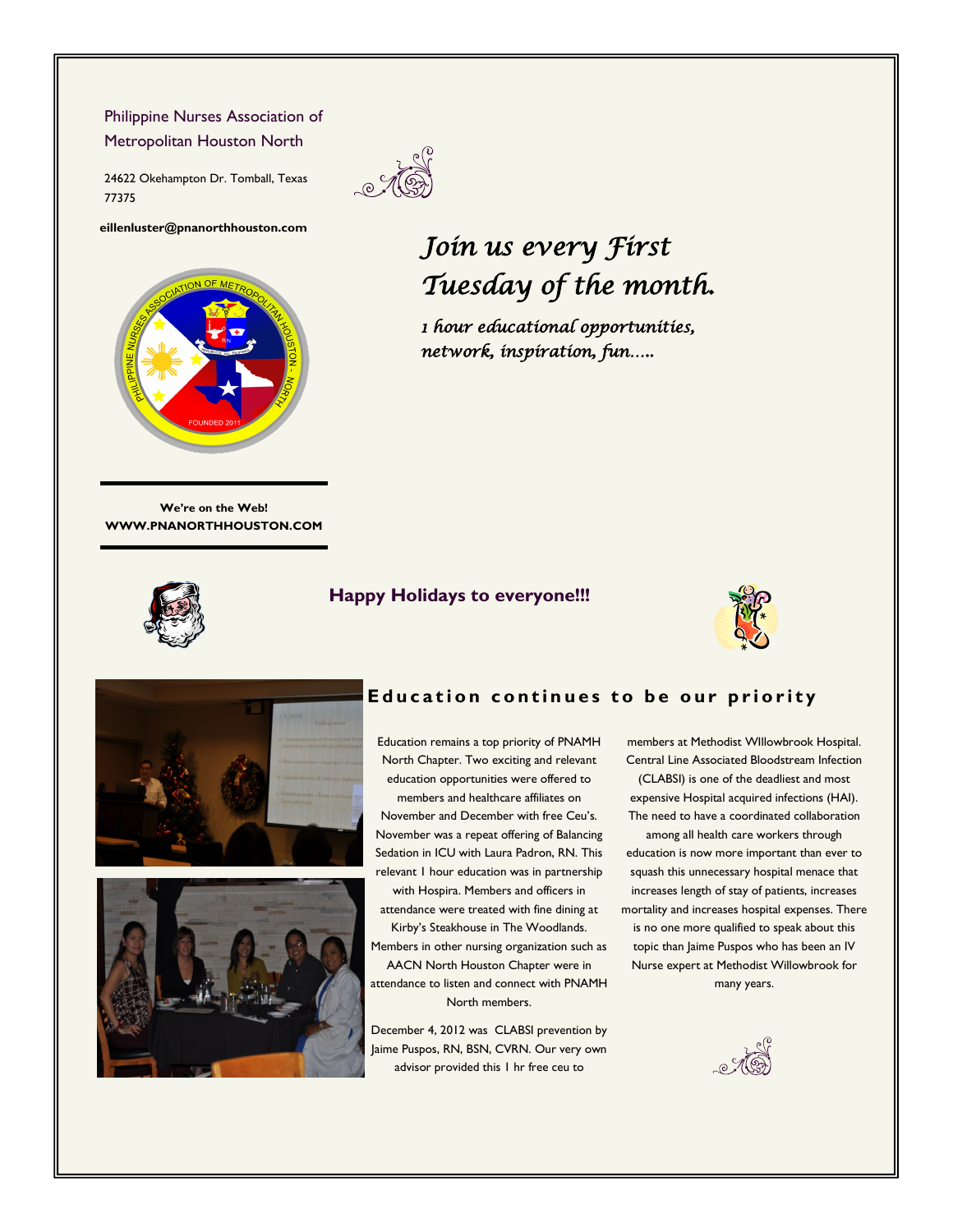Philippine Nurses Association of Metropolitan Houston North

24622 Okehampton Dr. Tomball, Texas 77375

**eillenluster@pnanorthhouston.com**

*Join us every First Tuesday of the month.*

*1 hour educational opportunities, network, inspiration, fun…..*

**We're on the Web!**
**WWW.PNANORTHHOUSTON.COM**

## Happy Holidays to everyone!!!

## Education continues to be our priority

Education remains a top priority of PNAMH North Chapter. Two exciting and relevant education opportunities were offered to members and healthcare affiliates on November and December with free Ceu's. November was a repeat offering of Balancing Sedation in ICU with Laura Padron, RN. This relevant 1 hour education was in partnership with Hospira. Members and officers in attendance were treated with fine dining at Kirby's Steakhouse in The Woodlands. Members in other nursing organization such as AACN North Houston Chapter were in attendance to listen and connect with PNAMH North members.

December 4, 2012 was CLABSI prevention by Jaime Puspos, RN, BSN, CVRN. Our very own advisor provided this 1 hr free ceu to members at Methodist WIllowbrook Hospital. Central Line Associated Bloodstream Infection (CLABSI) is one of the deadliest and most expensive Hospital acquired infections (HAI). The need to have a coordinated collaboration among all health care workers through education is now more important than ever to squash this unnecessary hospital menace that increases length of stay of patients, increases mortality and increases hospital expenses. There is no one more qualified to speak about this topic than Jaime Puspos who has been an IV Nurse expert at Methodist Willowbrook for many years.